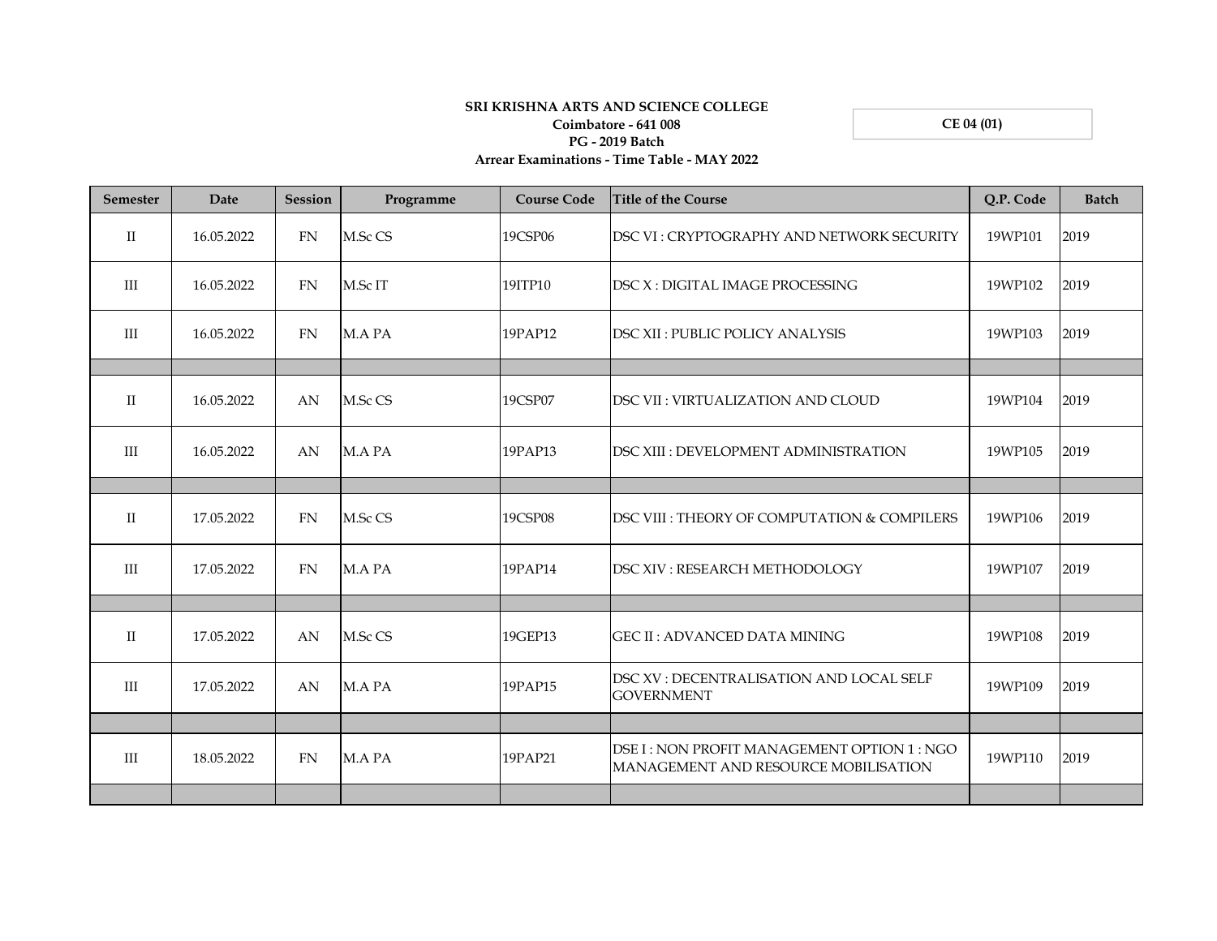**SRI KRISHNA ARTS AND SCIENCE COLLEGE**
**Coimbatore - 641 008**
**PG - 2019 Batch**
**Arrear Examinations - Time Table - MAY 2022**

**CE 04 (01)**

| Semester | Date | Session | Programme | Course Code | Title of the Course | Q.P. Code | Batch |
|---|---|---|---|---|---|---|---|
| II | 16.05.2022 | FN | M.Sc CS | 19CSP06 | DSC VI : CRYPTOGRAPHY AND NETWORK SECURITY | 19WP101 | 2019 |
| III | 16.05.2022 | FN | M.Sc IT | 19ITP10 | DSC X : DIGITAL IMAGE PROCESSING | 19WP102 | 2019 |
| III | 16.05.2022 | FN | M.A PA | 19PAP12 | DSC XII : PUBLIC POLICY ANALYSIS | 19WP103 | 2019 |
| | | | | | | | |
| II | 16.05.2022 | AN | M.Sc CS | 19CSP07 | DSC VII : VIRTUALIZATION AND CLOUD | 19WP104 | 2019 |
| III | 16.05.2022 | AN | M.A PA | 19PAP13 | DSC XIII : DEVELOPMENT ADMINISTRATION | 19WP105 | 2019 |
| | | | | | | | |
| II | 17.05.2022 | FN | M.Sc CS | 19CSP08 | DSC VIII : THEORY OF COMPUTATION & COMPILERS | 19WP106 | 2019 |
| III | 17.05.2022 | FN | M.A PA | 19PAP14 | DSC XIV : RESEARCH METHODOLOGY | 19WP107 | 2019 |
| | | | | | | | |
| II | 17.05.2022 | AN | M.Sc CS | 19GEP13 | GEC II : ADVANCED DATA MINING | 19WP108 | 2019 |
| III | 17.05.2022 | AN | M.A PA | 19PAP15 | DSC XV : DECENTRALISATION AND LOCAL SELF GOVERNMENT | 19WP109 | 2019 |
| | | | | | | | |
| III | 18.05.2022 | FN | M.A PA | 19PAP21 | DSE I : NON PROFIT MANAGEMENT OPTION 1 : NGO MANAGEMENT AND RESOURCE MOBILISATION | 19WP110 | 2019 |
| | | | | | | | |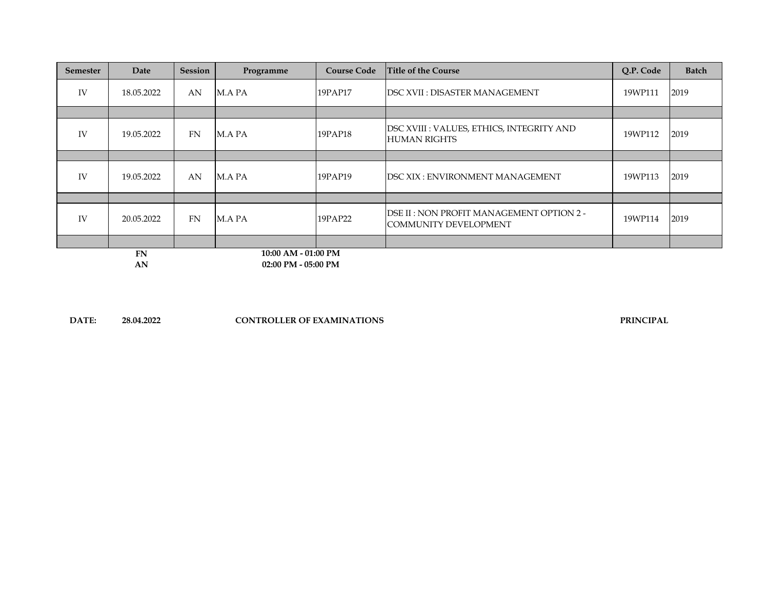| Semester | Date | Session | Programme | Course Code | Title of the Course | Q.P. Code | Batch |
|---|---|---|---|---|---|---|---|
| IV | 18.05.2022 | AN | M.A PA | 19PAP17 | DSC XVII : DISASTER MANAGEMENT | 19WP111 | 2019 |
| | | | | | | | |
| IV | 19.05.2022 | FN | M.A PA | 19PAP18 | DSC XVIII : VALUES, ETHICS, INTEGRITY AND HUMAN RIGHTS | 19WP112 | 2019 |
| | | | | | | | |
| IV | 19.05.2022 | AN | M.A PA | 19PAP19 | DSC XIX : ENVIRONMENT MANAGEMENT | 19WP113 | 2019 |
| | | | | | | | |
| IV | 20.05.2022 | FN | M.A PA | 19PAP22 | DSE II : NON PROFIT MANAGEMENT OPTION 2 - COMMUNITY DEVELOPMENT | 19WP114 | 2019 |
| | | | | | | | |

**FN** **10:00 AM - 01:00 PM**

**AN** **02:00 PM - 05:00 PM**

**DATE:** **28.04.2022** **CONTROLLER OF EXAMINATIONS** **PRINCIPAL**